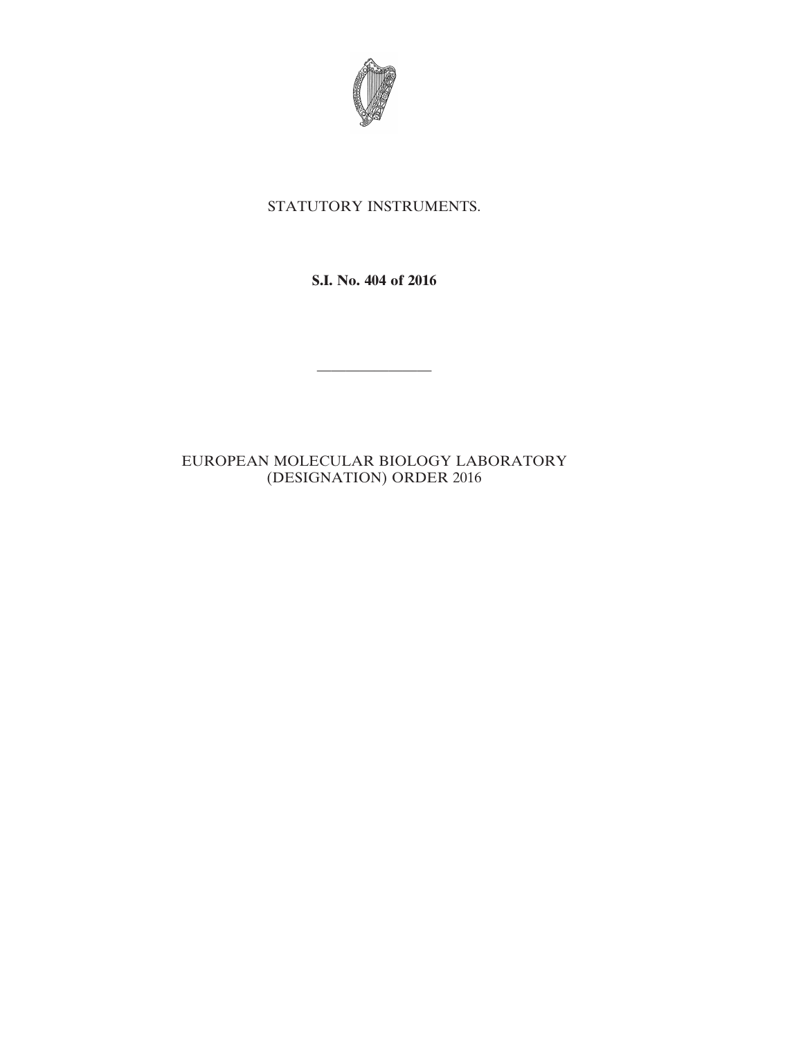STATUTORY INSTRUMENTS.

**S.I. No. 404 of 2016**

---

EUROPEAN MOLECULAR BIOLOGY LABORATORY (DESIGNATION) ORDER 2016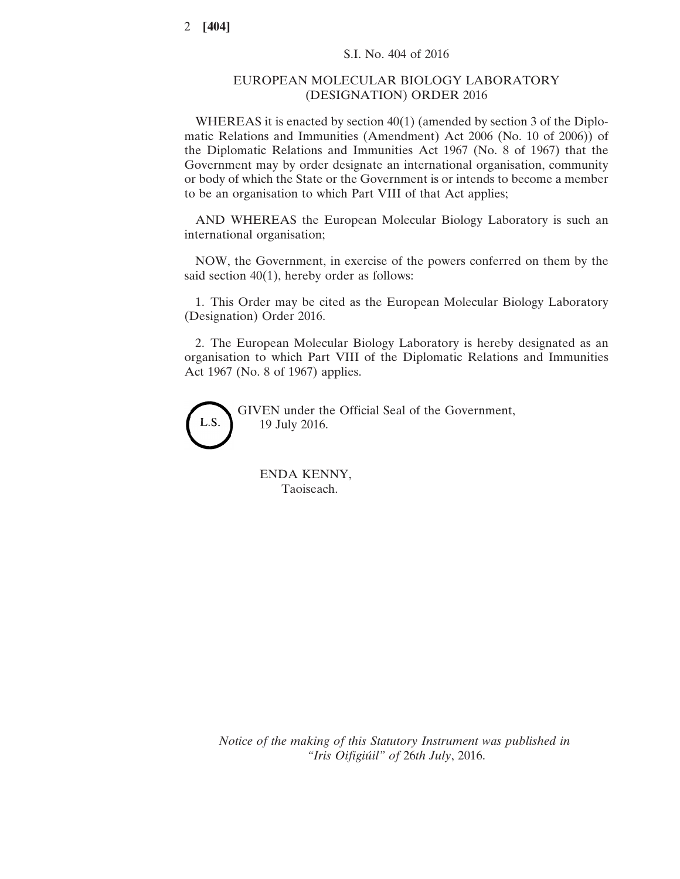S.I. No. 404 of 2016

# EUROPEAN MOLECULAR BIOLOGY LABORATORY (DESIGNATION) ORDER 2016

WHEREAS it is enacted by section 40(1) (amended by section 3 of the Diplomatic Relations and Immunities (Amendment) Act 2006 (No. 10 of 2006)) of the Diplomatic Relations and Immunities Act 1967 (No. 8 of 1967) that the Government may by order designate an international organisation, community or body of which the State or the Government is or intends to become a member to be an organisation to which Part VIII of that Act applies;

AND WHEREAS the European Molecular Biology Laboratory is such an international organisation;

NOW, the Government, in exercise of the powers conferred on them by the said section 40(1), hereby order as follows:

1. This Order may be cited as the European Molecular Biology Laboratory (Designation) Order 2016.

2. The European Molecular Biology Laboratory is hereby designated as an organisation to which Part VIII of the Diplomatic Relations and Immunities Act 1967 (No. 8 of 1967) applies.

L.S.

GIVEN under the Official Seal of the Government,
19 July 2016.

ENDA KENNY,
Taoiseach.

*Notice of the making of this Statutory Instrument was published in "Iris Oifigiúil" of* 26*th July*, 2016.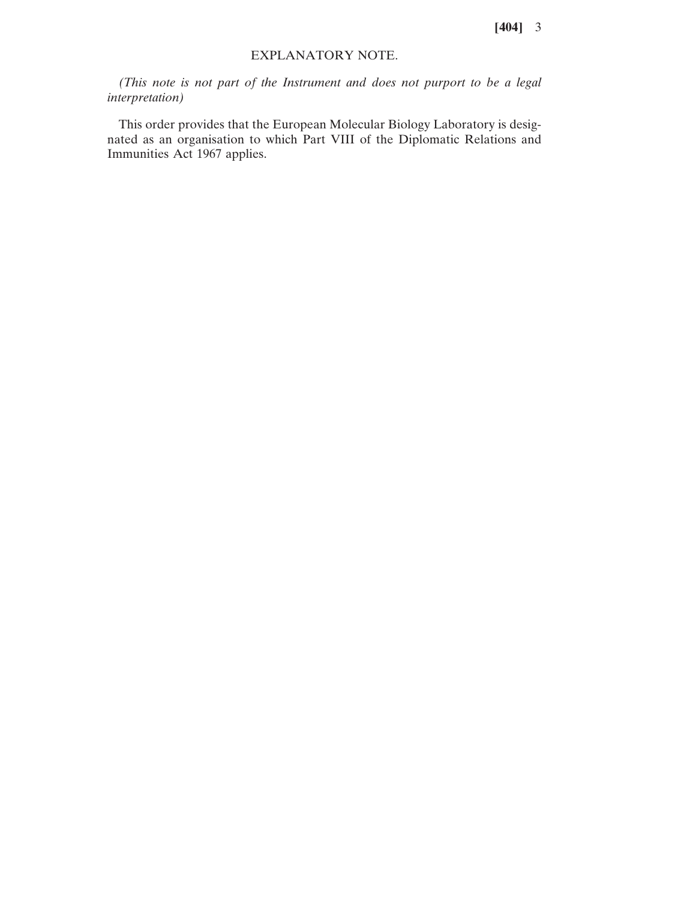## EXPLANATORY NOTE.

*(This note is not part of the Instrument and does not purport to be a legal interpretation)*

This order provides that the European Molecular Biology Laboratory is designated as an organisation to which Part VIII of the Diplomatic Relations and Immunities Act 1967 applies.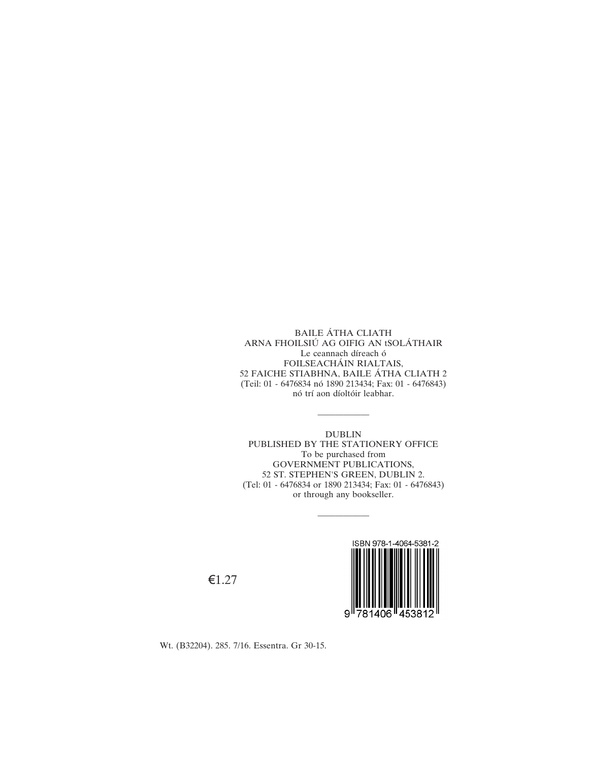BAILE ÁTHA CLIATH
ARNA FHOILSIÚ AG OIFIG AN tSOLÁTHAIR
Le ceannach díreach ó
FOILSEACHÁIN RIALTAIS,
52 FAICHE STIABHNA, BAILE ÁTHA CLIATH 2
(Teil: 01 - 6476834 nó 1890 213434; Fax: 01 - 6476843)
nó trí aon díoltóir leabhar.

---

DUBLIN
PUBLISHED BY THE STATIONERY OFFICE
To be purchased from
GOVERNMENT PUBLICATIONS,
52 ST. STEPHEN'S GREEN, DUBLIN 2.
(Tel: 01 - 6476834 or 1890 213434; Fax: 01 - 6476843)
or through any bookseller.

---

ISBN 978-1-4064-5381-2

9 781406 453812

€1.27

Wt. (B32204). 285. 7/16. Essentra. Gr 30-15.